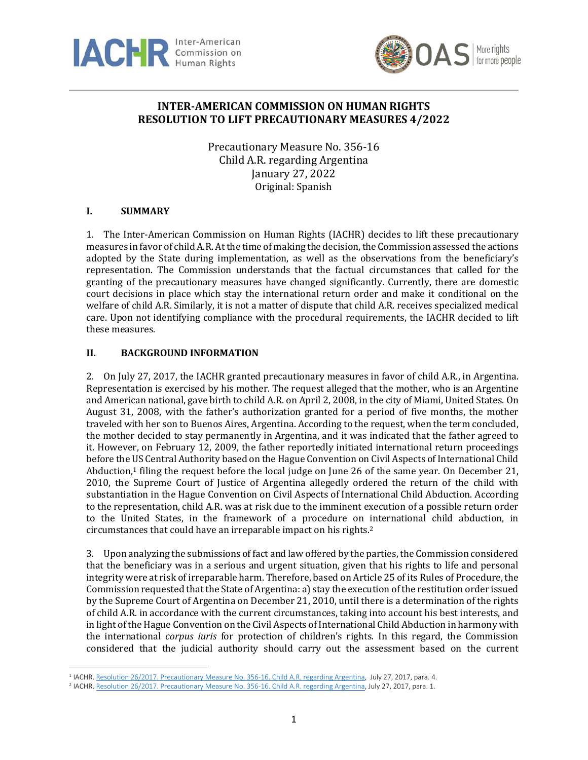# INTER-AMERICAN COMMISSION ON HUMAN RIGHTS
# RESOLUTION TO LIFT PRECAUTIONARY MEASURES 4/2022

Precautionary Measure No. 356-16
Child A.R. regarding Argentina
January 27, 2022
Original: Spanish

## I. SUMMARY

1. The Inter-American Commission on Human Rights (IACHR) decides to lift these precautionary measures in favor of child A.R. At the time of making the decision, the Commission assessed the actions adopted by the State during implementation, as well as the observations from the beneficiary's representation. The Commission understands that the factual circumstances that called for the granting of the precautionary measures have changed significantly. Currently, there are domestic court decisions in place which stay the international return order and make it conditional on the welfare of child A.R. Similarly, it is not a matter of dispute that child A.R. receives specialized medical care. Upon not identifying compliance with the procedural requirements, the IACHR decided to lift these measures.

## II. BACKGROUND INFORMATION

2. On July 27, 2017, the IACHR granted precautionary measures in favor of child A.R., in Argentina. Representation is exercised by his mother. The request alleged that the mother, who is an Argentine and American national, gave birth to child A.R. on April 2, 2008, in the city of Miami, United States. On August 31, 2008, with the father's authorization granted for a period of five months, the mother traveled with her son to Buenos Aires, Argentina. According to the request, when the term concluded, the mother decided to stay permanently in Argentina, and it was indicated that the father agreed to it. However, on February 12, 2009, the father reportedly initiated international return proceedings before the US Central Authority based on the Hague Convention on Civil Aspects of International Child Abduction,[1] filing the request before the local judge on June 26 of the same year. On December 21, 2010, the Supreme Court of Justice of Argentina allegedly ordered the return of the child with substantiation in the Hague Convention on Civil Aspects of International Child Abduction. According to the representation, child A.R. was at risk due to the imminent execution of a possible return order to the United States, in the framework of a procedure on international child abduction, in circumstances that could have an irreparable impact on his rights.[2]

3. Upon analyzing the submissions of fact and law offered by the parties, the Commission considered that the beneficiary was in a serious and urgent situation, given that his rights to life and personal integrity were at risk of irreparable harm. Therefore, based on Article 25 of its Rules of Procedure, the Commission requested that the State of Argentina: a) stay the execution of the restitution order issued by the Supreme Court of Argentina on December 21, 2010, until there is a determination of the rights of child A.R. in accordance with the current circumstances, taking into account his best interests, and in light of the Hague Convention on the Civil Aspects of International Child Abduction in harmony with the international *corpus iuris* for protection of children's rights. In this regard, the Commission considered that the judicial authority should carry out the assessment based on the current

---

[1] IACHR. Resolution 26/2017. Precautionary Measure No. 356-16. Child A.R. regarding Argentina, July 27, 2017, para. 4.

[2] IACHR. Resolution 26/2017. Precautionary Measure No. 356-16. Child A.R. regarding Argentina, July 27, 2017, para. 1.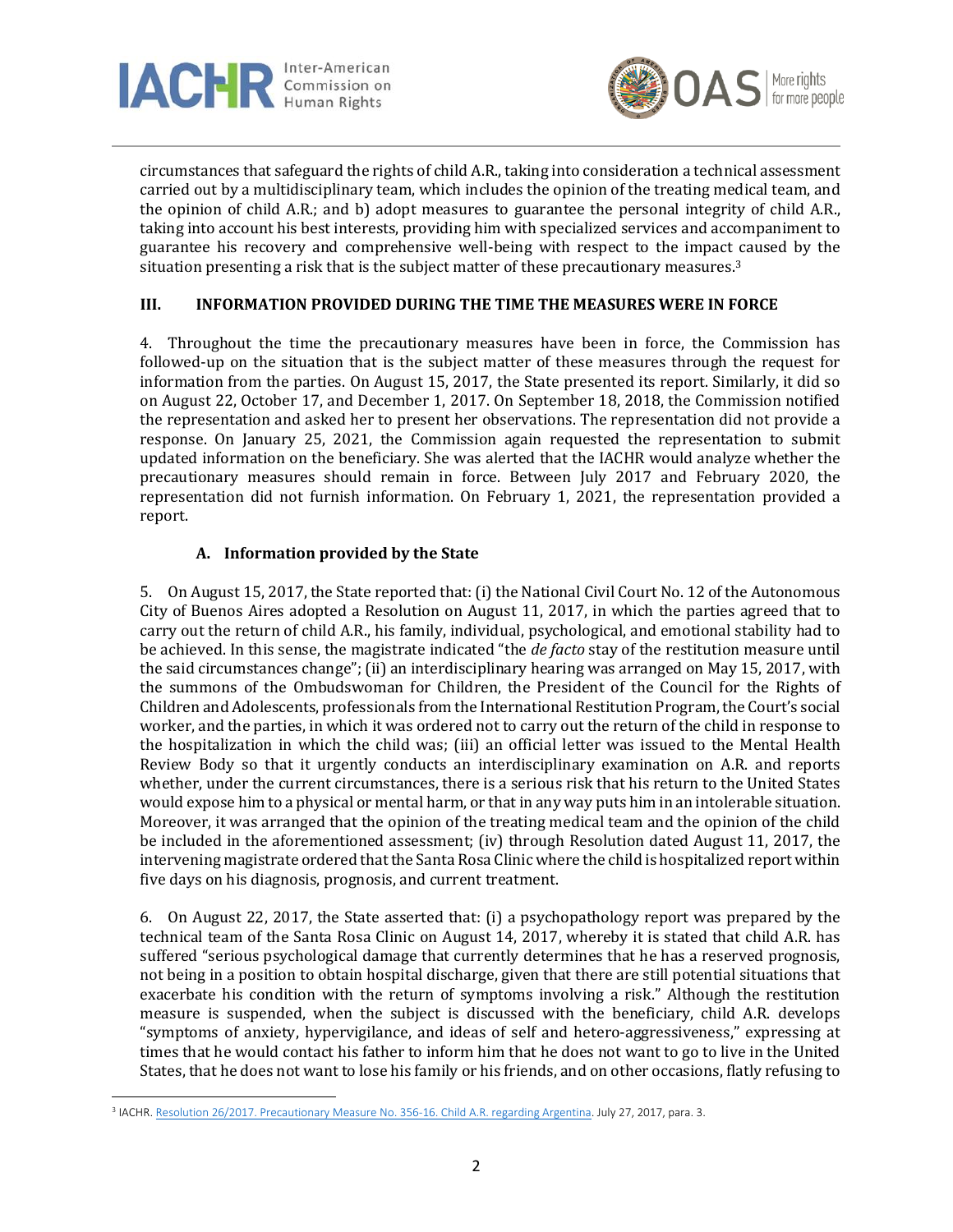circumstances that safeguard the rights of child A.R., taking into consideration a technical assessment carried out by a multidisciplinary team, which includes the opinion of the treating medical team, and the opinion of child A.R.; and b) adopt measures to guarantee the personal integrity of child A.R., taking into account his best interests, providing him with specialized services and accompaniment to guarantee his recovery and comprehensive well-being with respect to the impact caused by the situation presenting a risk that is the subject matter of these precautionary measures.[3]

## III. INFORMATION PROVIDED DURING THE TIME THE MEASURES WERE IN FORCE

4. Throughout the time the precautionary measures have been in force, the Commission has followed-up on the situation that is the subject matter of these measures through the request for information from the parties. On August 15, 2017, the State presented its report. Similarly, it did so on August 22, October 17, and December 1, 2017. On September 18, 2018, the Commission notified the representation and asked her to present her observations. The representation did not provide a response. On January 25, 2021, the Commission again requested the representation to submit updated information on the beneficiary. She was alerted that the IACHR would analyze whether the precautionary measures should remain in force. Between July 2017 and February 2020, the representation did not furnish information. On February 1, 2021, the representation provided a report.

### A. Information provided by the State

5. On August 15, 2017, the State reported that: (i) the National Civil Court No. 12 of the Autonomous City of Buenos Aires adopted a Resolution on August 11, 2017, in which the parties agreed that to carry out the return of child A.R., his family, individual, psychological, and emotional stability had to be achieved. In this sense, the magistrate indicated "the *de facto* stay of the restitution measure until the said circumstances change"; (ii) an interdisciplinary hearing was arranged on May 15, 2017, with the summons of the Ombudswoman for Children, the President of the Council for the Rights of Children and Adolescents, professionals from the International Restitution Program, the Court's social worker, and the parties, in which it was ordered not to carry out the return of the child in response to the hospitalization in which the child was; (iii) an official letter was issued to the Mental Health Review Body so that it urgently conducts an interdisciplinary examination on A.R. and reports whether, under the current circumstances, there is a serious risk that his return to the United States would expose him to a physical or mental harm, or that in any way puts him in an intolerable situation. Moreover, it was arranged that the opinion of the treating medical team and the opinion of the child be included in the aforementioned assessment; (iv) through Resolution dated August 11, 2017, the intervening magistrate ordered that the Santa Rosa Clinic where the child is hospitalized report within five days on his diagnosis, prognosis, and current treatment.

6. On August 22, 2017, the State asserted that: (i) a psychopathology report was prepared by the technical team of the Santa Rosa Clinic on August 14, 2017, whereby it is stated that child A.R. has suffered "serious psychological damage that currently determines that he has a reserved prognosis, not being in a position to obtain hospital discharge, given that there are still potential situations that exacerbate his condition with the return of symptoms involving a risk." Although the restitution measure is suspended, when the subject is discussed with the beneficiary, child A.R. develops "symptoms of anxiety, hypervigilance, and ideas of self and hetero-aggressiveness," expressing at times that he would contact his father to inform him that he does not want to go to live in the United States, that he does not want to lose his family or his friends, and on other occasions, flatly refusing to

[3] IACHR. Resolution 26/2017. Precautionary Measure No. 356-16. Child A.R. regarding Argentina. July 27, 2017, para. 3.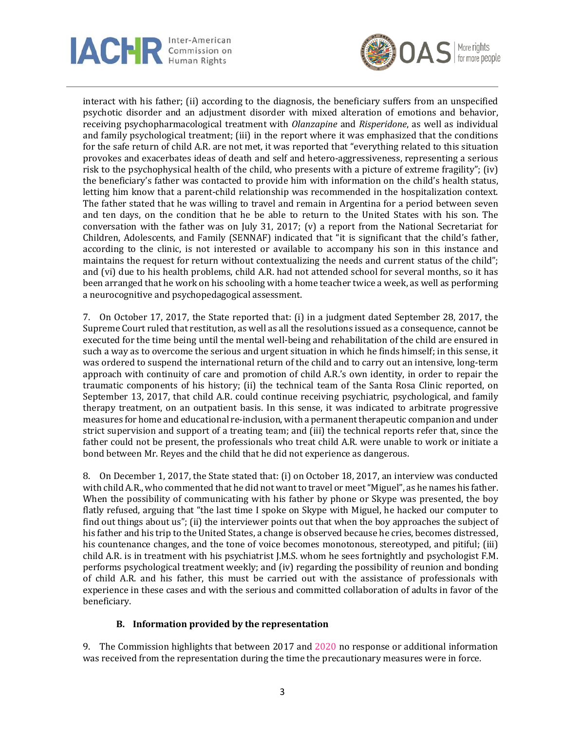interact with his father; (ii) according to the diagnosis, the beneficiary suffers from an unspecified psychotic disorder and an adjustment disorder with mixed alteration of emotions and behavior, receiving psychopharmacological treatment with *Olanzapine* and *Risperidone*, as well as individual and family psychological treatment; (iii) in the report where it was emphasized that the conditions for the safe return of child A.R. are not met, it was reported that "everything related to this situation provokes and exacerbates ideas of death and self and hetero-aggressiveness, representing a serious risk to the psychophysical health of the child, who presents with a picture of extreme fragility"; (iv) the beneficiary's father was contacted to provide him with information on the child's health status, letting him know that a parent-child relationship was recommended in the hospitalization context. The father stated that he was willing to travel and remain in Argentina for a period between seven and ten days, on the condition that he be able to return to the United States with his son. The conversation with the father was on July 31, 2017; (v) a report from the National Secretariat for Children, Adolescents, and Family (SENNAF) indicated that "it is significant that the child's father, according to the clinic, is not interested or available to accompany his son in this instance and maintains the request for return without contextualizing the needs and current status of the child"; and (vi) due to his health problems, child A.R. had not attended school for several months, so it has been arranged that he work on his schooling with a home teacher twice a week, as well as performing a neurocognitive and psychopedagogical assessment.

7. On October 17, 2017, the State reported that: (i) in a judgment dated September 28, 2017, the Supreme Court ruled that restitution, as well as all the resolutions issued as a consequence, cannot be executed for the time being until the mental well-being and rehabilitation of the child are ensured in such a way as to overcome the serious and urgent situation in which he finds himself; in this sense, it was ordered to suspend the international return of the child and to carry out an intensive, long-term approach with continuity of care and promotion of child A.R.'s own identity, in order to repair the traumatic components of his history; (ii) the technical team of the Santa Rosa Clinic reported, on September 13, 2017, that child A.R. could continue receiving psychiatric, psychological, and family therapy treatment, on an outpatient basis. In this sense, it was indicated to arbitrate progressive measures for home and educational re-inclusion, with a permanent therapeutic companion and under strict supervision and support of a treating team; and (iii) the technical reports refer that, since the father could not be present, the professionals who treat child A.R. were unable to work or initiate a bond between Mr. Reyes and the child that he did not experience as dangerous.

8. On December 1, 2017, the State stated that: (i) on October 18, 2017, an interview was conducted with child A.R., who commented that he did not want to travel or meet "Miguel", as he names his father. When the possibility of communicating with his father by phone or Skype was presented, the boy flatly refused, arguing that "the last time I spoke on Skype with Miguel, he hacked our computer to find out things about us"; (ii) the interviewer points out that when the boy approaches the subject of his father and his trip to the United States, a change is observed because he cries, becomes distressed, his countenance changes, and the tone of voice becomes monotonous, stereotyped, and pitiful; (iii) child A.R. is in treatment with his psychiatrist J.M.S. whom he sees fortnightly and psychologist F.M. performs psychological treatment weekly; and (iv) regarding the possibility of reunion and bonding of child A.R. and his father, this must be carried out with the assistance of professionals with experience in these cases and with the serious and committed collaboration of adults in favor of the beneficiary.

### B. Information provided by the representation

9. The Commission highlights that between 2017 and 2020 no response or additional information was received from the representation during the time the precautionary measures were in force.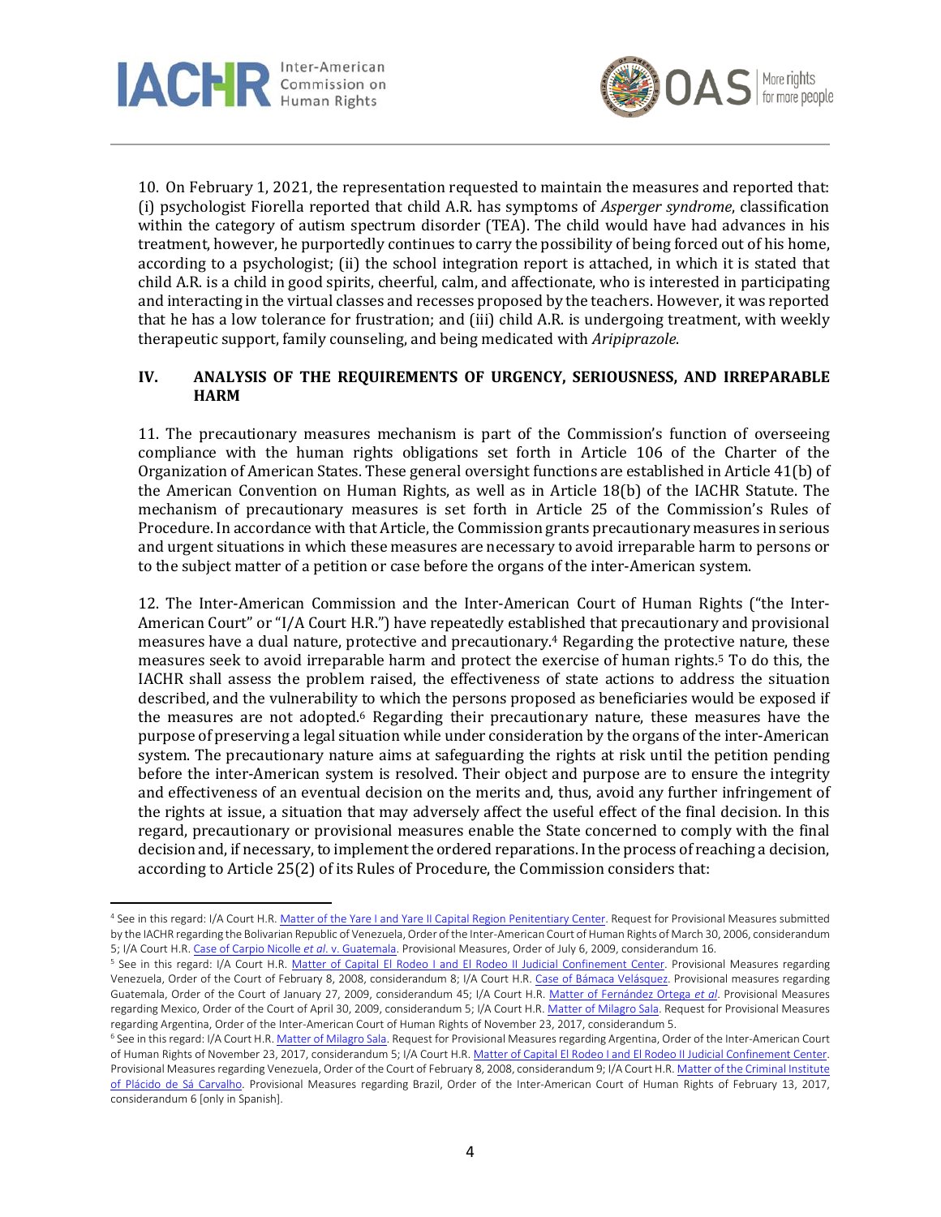10. On February 1, 2021, the representation requested to maintain the measures and reported that: (i) psychologist Fiorella reported that child A.R. has symptoms of *Asperger syndrome*, classification within the category of autism spectrum disorder (TEA). The child would have had advances in his treatment, however, he purportedly continues to carry the possibility of being forced out of his home, according to a psychologist; (ii) the school integration report is attached, in which it is stated that child A.R. is a child in good spirits, cheerful, calm, and affectionate, who is interested in participating and interacting in the virtual classes and recesses proposed by the teachers. However, it was reported that he has a low tolerance for frustration; and (iii) child A.R. is undergoing treatment, with weekly therapeutic support, family counseling, and being medicated with *Aripiprazole*.

## IV. ANALYSIS OF THE REQUIREMENTS OF URGENCY, SERIOUSNESS, AND IRREPARABLE HARM

11. The precautionary measures mechanism is part of the Commission's function of overseeing compliance with the human rights obligations set forth in Article 106 of the Charter of the Organization of American States. These general oversight functions are established in Article 41(b) of the American Convention on Human Rights, as well as in Article 18(b) of the IACHR Statute. The mechanism of precautionary measures is set forth in Article 25 of the Commission's Rules of Procedure. In accordance with that Article, the Commission grants precautionary measures in serious and urgent situations in which these measures are necessary to avoid irreparable harm to persons or to the subject matter of a petition or case before the organs of the inter-American system.

12. The Inter-American Commission and the Inter-American Court of Human Rights ("the Inter-American Court" or "I/A Court H.R.") have repeatedly established that precautionary and provisional measures have a dual nature, protective and precautionary.[4] Regarding the protective nature, these measures seek to avoid irreparable harm and protect the exercise of human rights.[5] To do this, the IACHR shall assess the problem raised, the effectiveness of state actions to address the situation described, and the vulnerability to which the persons proposed as beneficiaries would be exposed if the measures are not adopted.[6] Regarding their precautionary nature, these measures have the purpose of preserving a legal situation while under consideration by the organs of the inter-American system. The precautionary nature aims at safeguarding the rights at risk until the petition pending before the inter-American system is resolved. Their object and purpose are to ensure the integrity and effectiveness of an eventual decision on the merits and, thus, avoid any further infringement of the rights at issue, a situation that may adversely affect the useful effect of the final decision. In this regard, precautionary or provisional measures enable the State concerned to comply with the final decision and, if necessary, to implement the ordered reparations. In the process of reaching a decision, according to Article 25(2) of its Rules of Procedure, the Commission considers that:

---

[4] See in this regard: I/A Court H.R. Matter of the Yare I and Yare II Capital Region Penitentiary Center. Request for Provisional Measures submitted by the IACHR regarding the Bolivarian Republic of Venezuela, Order of the Inter-American Court of Human Rights of March 30, 2006, considerandum 5; I/A Court H.R. Case of Carpio Nicolle *et al*. v. Guatemala. Provisional Measures, Order of July 6, 2009, considerandum 16.

[5] See in this regard: I/A Court H.R. Matter of Capital El Rodeo I and El Rodeo II Judicial Confinement Center. Provisional Measures regarding Venezuela, Order of the Court of February 8, 2008, considerandum 8; I/A Court H.R. Case of Bámaca Velásquez. Provisional measures regarding Guatemala, Order of the Court of January 27, 2009, considerandum 45; I/A Court H.R. Matter of Fernández Ortega *et al*. Provisional Measures regarding Mexico, Order of the Court of April 30, 2009, considerandum 5; I/A Court H.R. Matter of Milagro Sala. Request for Provisional Measures regarding Argentina, Order of the Inter-American Court of Human Rights of November 23, 2017, considerandum 5.

[6] See in this regard: I/A Court H.R. Matter of Milagro Sala. Request for Provisional Measures regarding Argentina, Order of the Inter-American Court of Human Rights of November 23, 2017, considerandum 5; I/A Court H.R. Matter of Capital El Rodeo I and El Rodeo II Judicial Confinement Center. Provisional Measures regarding Venezuela, Order of the Court of February 8, 2008, considerandum 9; I/A Court H.R. Matter of the Criminal Institute of Plácido de Sá Carvalho. Provisional Measures regarding Brazil, Order of the Inter-American Court of Human Rights of February 13, 2017, considerandum 6 [only in Spanish].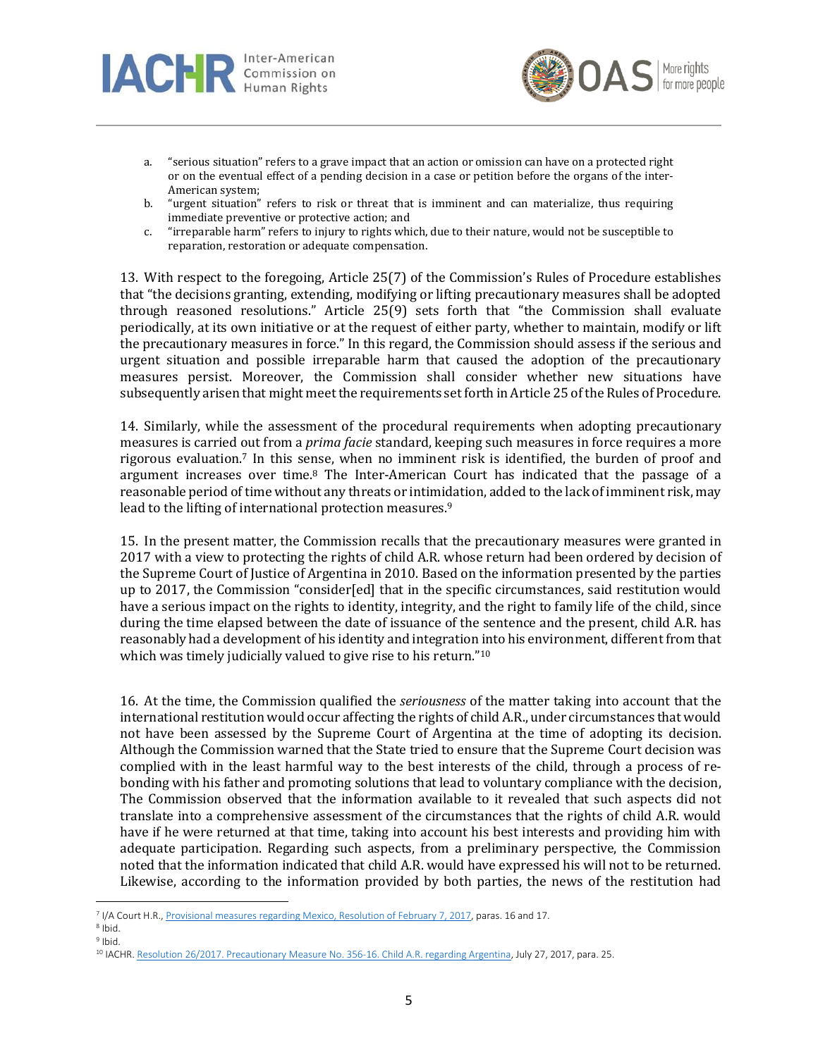a. "serious situation" refers to a grave impact that an action or omission can have on a protected right or on the eventual effect of a pending decision in a case or petition before the organs of the inter-American system;
b. "urgent situation" refers to risk or threat that is imminent and can materialize, thus requiring immediate preventive or protective action; and
c. "irreparable harm" refers to injury to rights which, due to their nature, would not be susceptible to reparation, restoration or adequate compensation.

13. With respect to the foregoing, Article 25(7) of the Commission's Rules of Procedure establishes that "the decisions granting, extending, modifying or lifting precautionary measures shall be adopted through reasoned resolutions." Article 25(9) sets forth that "the Commission shall evaluate periodically, at its own initiative or at the request of either party, whether to maintain, modify or lift the precautionary measures in force." In this regard, the Commission should assess if the serious and urgent situation and possible irreparable harm that caused the adoption of the precautionary measures persist. Moreover, the Commission shall consider whether new situations have subsequently arisen that might meet the requirements set forth in Article 25 of the Rules of Procedure.

14. Similarly, while the assessment of the procedural requirements when adopting precautionary measures is carried out from a *prima facie* standard, keeping such measures in force requires a more rigorous evaluation.[7] In this sense, when no imminent risk is identified, the burden of proof and argument increases over time.[8] The Inter-American Court has indicated that the passage of a reasonable period of time without any threats or intimidation, added to the lack of imminent risk, may lead to the lifting of international protection measures.[9]

15. In the present matter, the Commission recalls that the precautionary measures were granted in 2017 with a view to protecting the rights of child A.R. whose return had been ordered by decision of the Supreme Court of Justice of Argentina in 2010. Based on the information presented by the parties up to 2017, the Commission "consider[ed] that in the specific circumstances, said restitution would have a serious impact on the rights to identity, integrity, and the right to family life of the child, since during the time elapsed between the date of issuance of the sentence and the present, child A.R. has reasonably had a development of his identity and integration into his environment, different from that which was timely judicially valued to give rise to his return."[10]

16. At the time, the Commission qualified the *seriousness* of the matter taking into account that the international restitution would occur affecting the rights of child A.R., under circumstances that would not have been assessed by the Supreme Court of Argentina at the time of adopting its decision. Although the Commission warned that the State tried to ensure that the Supreme Court decision was complied with in the least harmful way to the best interests of the child, through a process of re-bonding with his father and promoting solutions that lead to voluntary compliance with the decision, The Commission observed that the information available to it revealed that such aspects did not translate into a comprehensive assessment of the circumstances that the rights of child A.R. would have if he were returned at that time, taking into account his best interests and providing him with adequate participation. Regarding such aspects, from a preliminary perspective, the Commission noted that the information indicated that child A.R. would have expressed his will not to be returned. Likewise, according to the information provided by both parties, the news of the restitution had

---

[7] I/A Court H.R., Provisional measures regarding Mexico, Resolution of February 7, 2017, paras. 16 and 17.

[8] Ibid.

[9] Ibid.

[10] IACHR. Resolution 26/2017. Precautionary Measure No. 356-16. Child A.R. regarding Argentina, July 27, 2017, para. 25.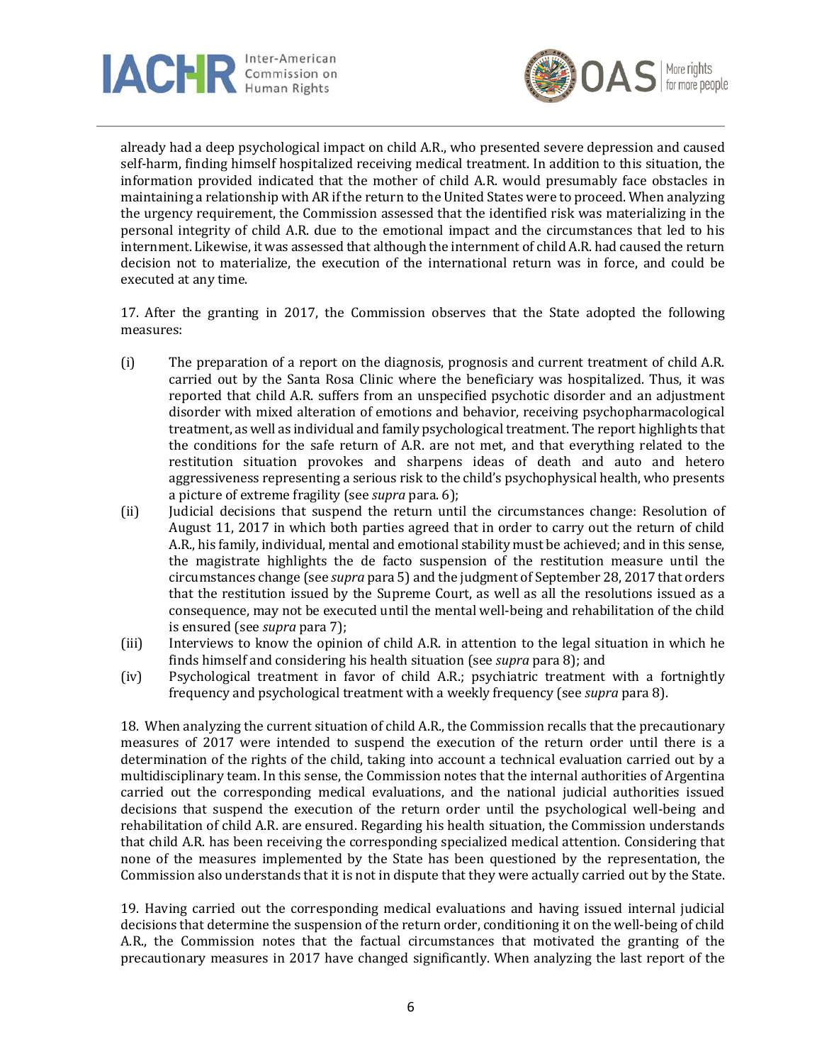already had a deep psychological impact on child A.R., who presented severe depression and caused self-harm, finding himself hospitalized receiving medical treatment. In addition to this situation, the information provided indicated that the mother of child A.R. would presumably face obstacles in maintaining a relationship with AR if the return to the United States were to proceed. When analyzing the urgency requirement, the Commission assessed that the identified risk was materializing in the personal integrity of child A.R. due to the emotional impact and the circumstances that led to his internment. Likewise, it was assessed that although the internment of child A.R. had caused the return decision not to materialize, the execution of the international return was in force, and could be executed at any time.

17. After the granting in 2017, the Commission observes that the State adopted the following measures:

(i) The preparation of a report on the diagnosis, prognosis and current treatment of child A.R. carried out by the Santa Rosa Clinic where the beneficiary was hospitalized. Thus, it was reported that child A.R. suffers from an unspecified psychotic disorder and an adjustment disorder with mixed alteration of emotions and behavior, receiving psychopharmacological treatment, as well as individual and family psychological treatment. The report highlights that the conditions for the safe return of A.R. are not met, and that everything related to the restitution situation provokes and sharpens ideas of death and auto and hetero aggressiveness representing a serious risk to the child's psychophysical health, who presents a picture of extreme fragility (see *supra* para. 6);

(ii) Judicial decisions that suspend the return until the circumstances change: Resolution of August 11, 2017 in which both parties agreed that in order to carry out the return of child A.R., his family, individual, mental and emotional stability must be achieved; and in this sense, the magistrate highlights the de facto suspension of the restitution measure until the circumstances change (see *supra* para 5) and the judgment of September 28, 2017 that orders that the restitution issued by the Supreme Court, as well as all the resolutions issued as a consequence, may not be executed until the mental well-being and rehabilitation of the child is ensured (see *supra* para 7);

(iii) Interviews to know the opinion of child A.R. in attention to the legal situation in which he finds himself and considering his health situation (see *supra* para 8); and

(iv) Psychological treatment in favor of child A.R.; psychiatric treatment with a fortnightly frequency and psychological treatment with a weekly frequency (see *supra* para 8).

18. When analyzing the current situation of child A.R., the Commission recalls that the precautionary measures of 2017 were intended to suspend the execution of the return order until there is a determination of the rights of the child, taking into account a technical evaluation carried out by a multidisciplinary team. In this sense, the Commission notes that the internal authorities of Argentina carried out the corresponding medical evaluations, and the national judicial authorities issued decisions that suspend the execution of the return order until the psychological well-being and rehabilitation of child A.R. are ensured. Regarding his health situation, the Commission understands that child A.R. has been receiving the corresponding specialized medical attention. Considering that none of the measures implemented by the State has been questioned by the representation, the Commission also understands that it is not in dispute that they were actually carried out by the State.

19. Having carried out the corresponding medical evaluations and having issued internal judicial decisions that determine the suspension of the return order, conditioning it on the well-being of child A.R., the Commission notes that the factual circumstances that motivated the granting of the precautionary measures in 2017 have changed significantly. When analyzing the last report of the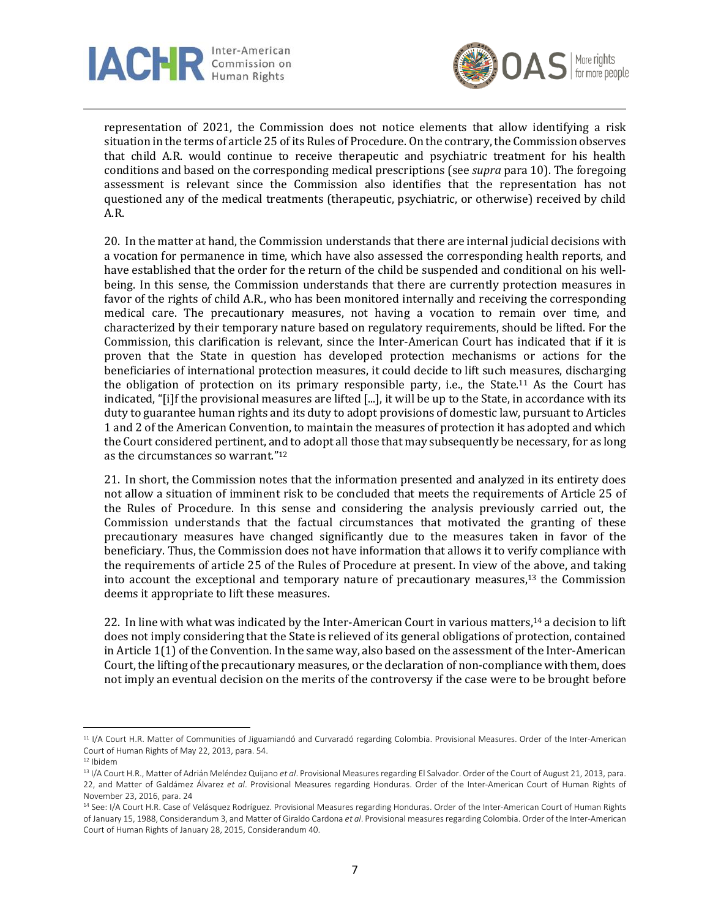representation of 2021, the Commission does not notice elements that allow identifying a risk situation in the terms of article 25 of its Rules of Procedure. On the contrary, the Commission observes that child A.R. would continue to receive therapeutic and psychiatric treatment for his health conditions and based on the corresponding medical prescriptions (see *supra* para 10). The foregoing assessment is relevant since the Commission also identifies that the representation has not questioned any of the medical treatments (therapeutic, psychiatric, or otherwise) received by child A.R.

20. In the matter at hand, the Commission understands that there are internal judicial decisions with a vocation for permanence in time, which have also assessed the corresponding health reports, and have established that the order for the return of the child be suspended and conditional on his well-being. In this sense, the Commission understands that there are currently protection measures in favor of the rights of child A.R., who has been monitored internally and receiving the corresponding medical care. The precautionary measures, not having a vocation to remain over time, and characterized by their temporary nature based on regulatory requirements, should be lifted. For the Commission, this clarification is relevant, since the Inter-American Court has indicated that if it is proven that the State in question has developed protection mechanisms or actions for the beneficiaries of international protection measures, it could decide to lift such measures, discharging the obligation of protection on its primary responsible party, i.e., the State.[11] As the Court has indicated, "[i]f the provisional measures are lifted [...], it will be up to the State, in accordance with its duty to guarantee human rights and its duty to adopt provisions of domestic law, pursuant to Articles 1 and 2 of the American Convention, to maintain the measures of protection it has adopted and which the Court considered pertinent, and to adopt all those that may subsequently be necessary, for as long as the circumstances so warrant."[12]

21. In short, the Commission notes that the information presented and analyzed in its entirety does not allow a situation of imminent risk to be concluded that meets the requirements of Article 25 of the Rules of Procedure. In this sense and considering the analysis previously carried out, the Commission understands that the factual circumstances that motivated the granting of these precautionary measures have changed significantly due to the measures taken in favor of the beneficiary. Thus, the Commission does not have information that allows it to verify compliance with the requirements of article 25 of the Rules of Procedure at present. In view of the above, and taking into account the exceptional and temporary nature of precautionary measures,[13] the Commission deems it appropriate to lift these measures.

22. In line with what was indicated by the Inter-American Court in various matters,[14] a decision to lift does not imply considering that the State is relieved of its general obligations of protection, contained in Article 1(1) of the Convention. In the same way, also based on the assessment of the Inter-American Court, the lifting of the precautionary measures, or the declaration of non-compliance with them, does not imply an eventual decision on the merits of the controversy if the case were to be brought before

---

[11] I/A Court H.R. Matter of Communities of Jiguamiandó and Curvaradó regarding Colombia. Provisional Measures. Order of the Inter-American Court of Human Rights of May 22, 2013, para. 54.

[12] Ibidem

[13] I/A Court H.R., Matter of Adrián Meléndez Quijano *et al*. Provisional Measures regarding El Salvador. Order of the Court of August 21, 2013, para. 22, and Matter of Galdámez Álvarez *et al*. Provisional Measures regarding Honduras. Order of the Inter-American Court of Human Rights of November 23, 2016, para. 24

[14] See: I/A Court H.R. Case of Velásquez Rodríguez. Provisional Measures regarding Honduras. Order of the Inter-American Court of Human Rights of January 15, 1988, Considerandum 3, and Matter of Giraldo Cardona *et al*. Provisional measures regarding Colombia. Order of the Inter-American Court of Human Rights of January 28, 2015, Considerandum 40.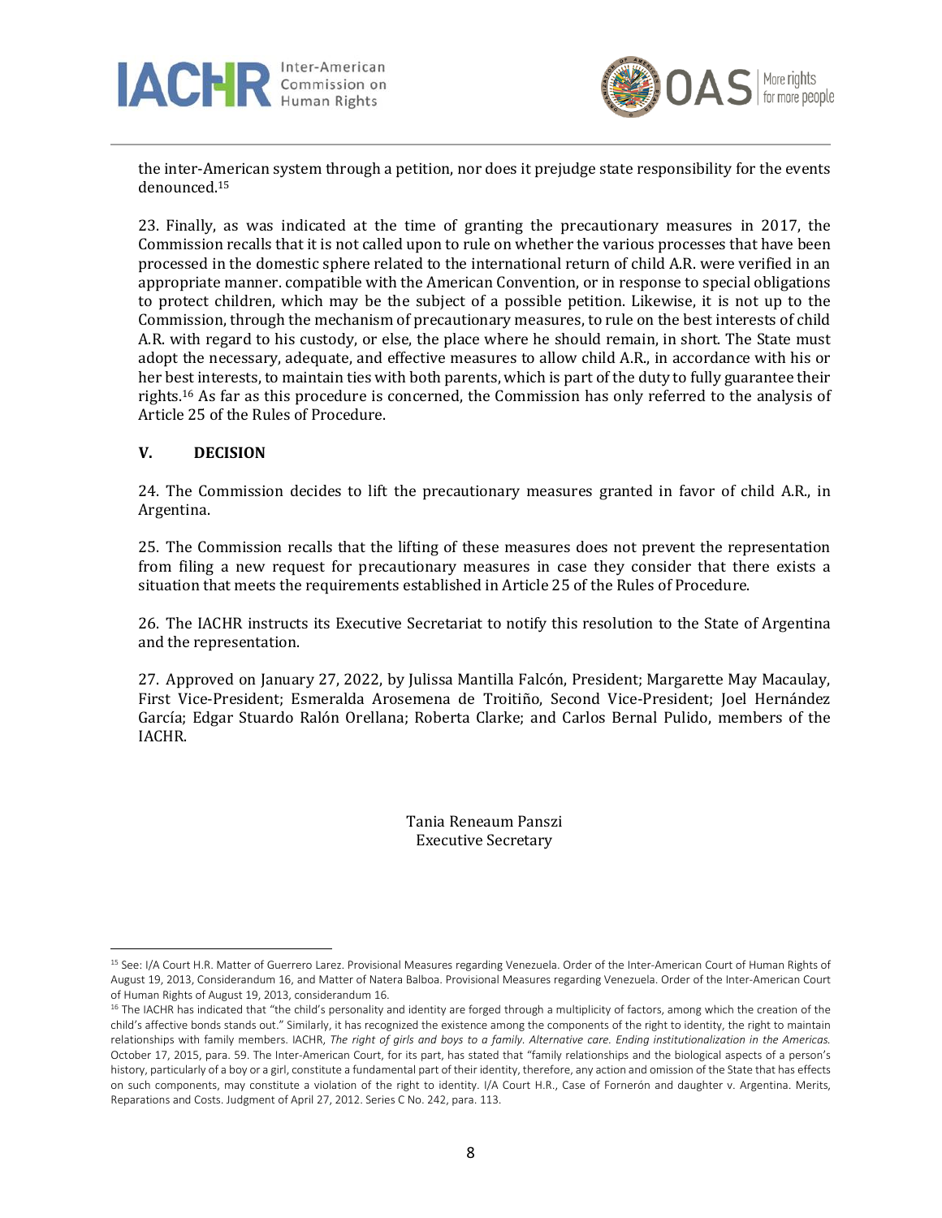the inter-American system through a petition, nor does it prejudge state responsibility for the events denounced.[15]

23. Finally, as was indicated at the time of granting the precautionary measures in 2017, the Commission recalls that it is not called upon to rule on whether the various processes that have been processed in the domestic sphere related to the international return of child A.R. were verified in an appropriate manner. compatible with the American Convention, or in response to special obligations to protect children, which may be the subject of a possible petition. Likewise, it is not up to the Commission, through the mechanism of precautionary measures, to rule on the best interests of child A.R. with regard to his custody, or else, the place where he should remain, in short. The State must adopt the necessary, adequate, and effective measures to allow child A.R., in accordance with his or her best interests, to maintain ties with both parents, which is part of the duty to fully guarantee their rights.[16] As far as this procedure is concerned, the Commission has only referred to the analysis of Article 25 of the Rules of Procedure.

## V. DECISION

24. The Commission decides to lift the precautionary measures granted in favor of child A.R., in Argentina.

25. The Commission recalls that the lifting of these measures does not prevent the representation from filing a new request for precautionary measures in case they consider that there exists a situation that meets the requirements established in Article 25 of the Rules of Procedure.

26. The IACHR instructs its Executive Secretariat to notify this resolution to the State of Argentina and the representation.

27. Approved on January 27, 2022, by Julissa Mantilla Falcón, President; Margarette May Macaulay, First Vice-President; Esmeralda Arosemena de Troitiño, Second Vice-President; Joel Hernández García; Edgar Stuardo Ralón Orellana; Roberta Clarke; and Carlos Bernal Pulido, members of the IACHR.

Tania Reneaum Panszi
Executive Secretary

---

[15] See: I/A Court H.R. Matter of Guerrero Larez. Provisional Measures regarding Venezuela. Order of the Inter-American Court of Human Rights of August 19, 2013, Considerandum 16, and Matter of Natera Balboa. Provisional Measures regarding Venezuela. Order of the Inter-American Court of Human Rights of August 19, 2013, considerandum 16.

[16] The IACHR has indicated that "the child's personality and identity are forged through a multiplicity of factors, among which the creation of the child's affective bonds stands out." Similarly, it has recognized the existence among the components of the right to identity, the right to maintain relationships with family members. IACHR, *The right of girls and boys to a family. Alternative care. Ending institutionalization in the Americas.* October 17, 2015, para. 59. The Inter-American Court, for its part, has stated that "family relationships and the biological aspects of a person's history, particularly of a boy or a girl, constitute a fundamental part of their identity, therefore, any action and omission of the State that has effects on such components, may constitute a violation of the right to identity. I/A Court H.R., Case of Fornerón and daughter v. Argentina. Merits, Reparations and Costs. Judgment of April 27, 2012. Series C No. 242, para. 113.